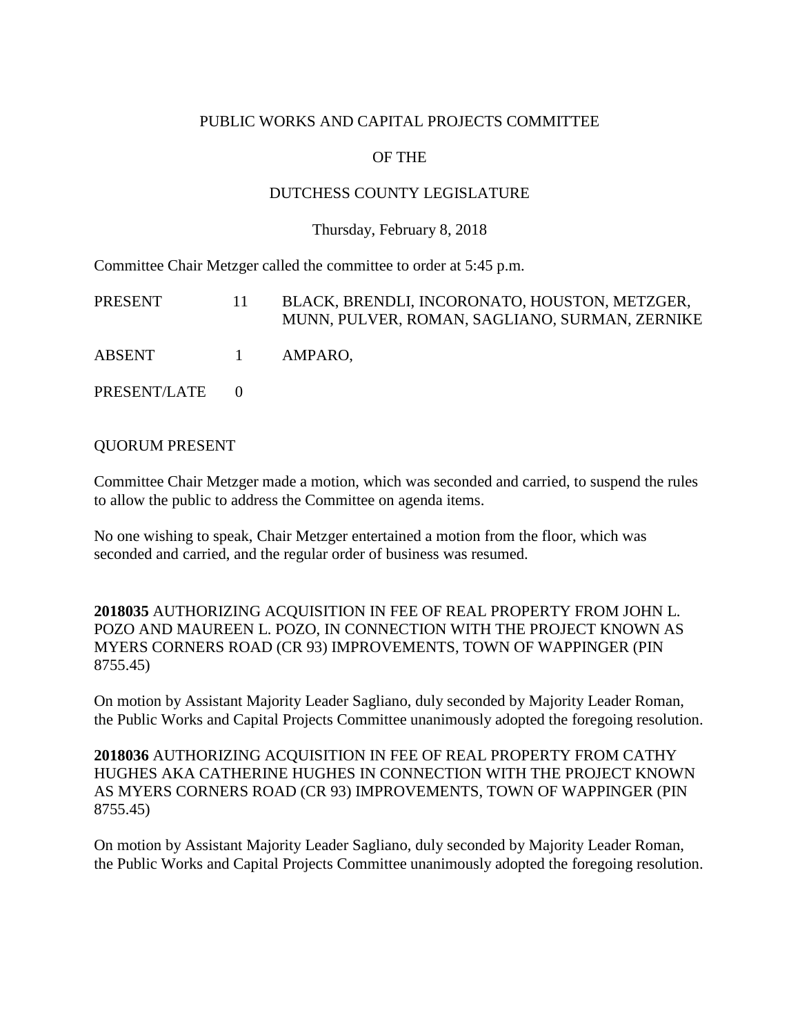PUBLIC WORKS AND CAPITAL PROJECTS COMMITTEE

OF THE

DUTCHESS COUNTY LEGISLATURE

Thursday, February 8, 2018

Committee Chair Metzger called the committee to order at 5:45 p.m.

| | | |
|---|---|---|
| PRESENT | 11 | BLACK, BRENDLI, INCORONATO, HOUSTON, METZGER, MUNN, PULVER, ROMAN, SAGLIANO, SURMAN, ZERNIKE |
| ABSENT | 1 | AMPARO, |
| PRESENT/LATE | 0 | |

QUORUM PRESENT

Committee Chair Metzger made a motion, which was seconded and carried, to suspend the rules to allow the public to address the Committee on agenda items.

No one wishing to speak, Chair Metzger entertained a motion from the floor, which was seconded and carried, and the regular order of business was resumed.

**2018035** AUTHORIZING ACQUISITION IN FEE OF REAL PROPERTY FROM JOHN L. POZO AND MAUREEN L. POZO, IN CONNECTION WITH THE PROJECT KNOWN AS MYERS CORNERS ROAD (CR 93) IMPROVEMENTS, TOWN OF WAPPINGER (PIN 8755.45)

On motion by Assistant Majority Leader Sagliano, duly seconded by Majority Leader Roman, the Public Works and Capital Projects Committee unanimously adopted the foregoing resolution.

**2018036** AUTHORIZING ACQUISITION IN FEE OF REAL PROPERTY FROM CATHY HUGHES AKA CATHERINE HUGHES IN CONNECTION WITH THE PROJECT KNOWN AS MYERS CORNERS ROAD (CR 93) IMPROVEMENTS, TOWN OF WAPPINGER (PIN 8755.45)

On motion by Assistant Majority Leader Sagliano, duly seconded by Majority Leader Roman, the Public Works and Capital Projects Committee unanimously adopted the foregoing resolution.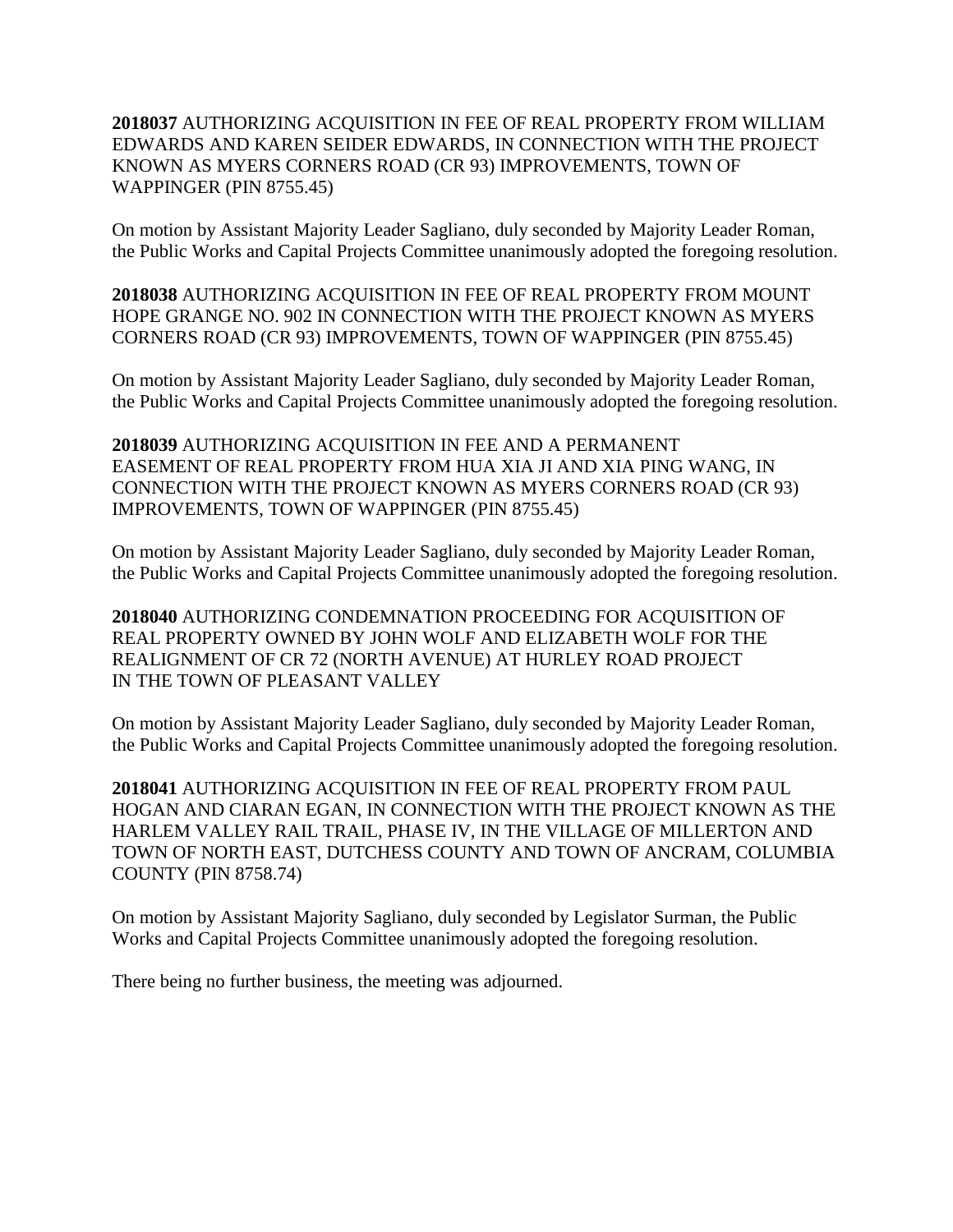**2018037** AUTHORIZING ACQUISITION IN FEE OF REAL PROPERTY FROM WILLIAM EDWARDS AND KAREN SEIDER EDWARDS, IN CONNECTION WITH THE PROJECT KNOWN AS MYERS CORNERS ROAD (CR 93) IMPROVEMENTS, TOWN OF WAPPINGER (PIN 8755.45)

On motion by Assistant Majority Leader Sagliano, duly seconded by Majority Leader Roman, the Public Works and Capital Projects Committee unanimously adopted the foregoing resolution.

**2018038** AUTHORIZING ACQUISITION IN FEE OF REAL PROPERTY FROM MOUNT HOPE GRANGE NO. 902 IN CONNECTION WITH THE PROJECT KNOWN AS MYERS CORNERS ROAD (CR 93) IMPROVEMENTS, TOWN OF WAPPINGER (PIN 8755.45)

On motion by Assistant Majority Leader Sagliano, duly seconded by Majority Leader Roman, the Public Works and Capital Projects Committee unanimously adopted the foregoing resolution.

**2018039** AUTHORIZING ACQUISITION IN FEE AND A PERMANENT EASEMENT OF REAL PROPERTY FROM HUA XIA JI AND XIA PING WANG, IN CONNECTION WITH THE PROJECT KNOWN AS MYERS CORNERS ROAD (CR 93) IMPROVEMENTS, TOWN OF WAPPINGER (PIN 8755.45)

On motion by Assistant Majority Leader Sagliano, duly seconded by Majority Leader Roman, the Public Works and Capital Projects Committee unanimously adopted the foregoing resolution.

**2018040** AUTHORIZING CONDEMNATION PROCEEDING FOR ACQUISITION OF REAL PROPERTY OWNED BY JOHN WOLF AND ELIZABETH WOLF FOR THE REALIGNMENT OF CR 72 (NORTH AVENUE) AT HURLEY ROAD PROJECT IN THE TOWN OF PLEASANT VALLEY

On motion by Assistant Majority Leader Sagliano, duly seconded by Majority Leader Roman, the Public Works and Capital Projects Committee unanimously adopted the foregoing resolution.

**2018041** AUTHORIZING ACQUISITION IN FEE OF REAL PROPERTY FROM PAUL HOGAN AND CIARAN EGAN, IN CONNECTION WITH THE PROJECT KNOWN AS THE HARLEM VALLEY RAIL TRAIL, PHASE IV, IN THE VILLAGE OF MILLERTON AND TOWN OF NORTH EAST, DUTCHESS COUNTY AND TOWN OF ANCRAM, COLUMBIA COUNTY (PIN 8758.74)

On motion by Assistant Majority Sagliano, duly seconded by Legislator Surman, the Public Works and Capital Projects Committee unanimously adopted the foregoing resolution.

There being no further business, the meeting was adjourned.